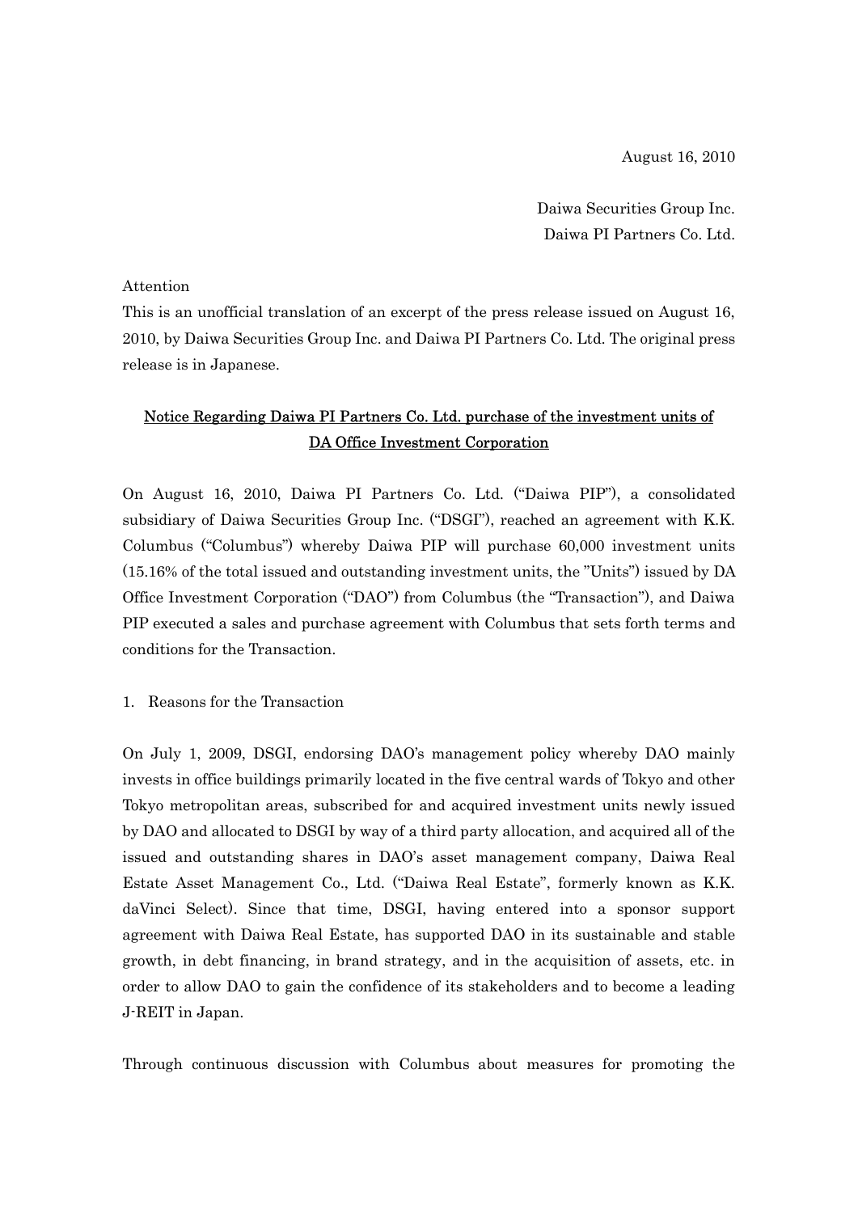August 16, 2010

Daiwa Securities Group Inc.
Daiwa PI Partners Co. Ltd.

Attention

This is an unofficial translation of an excerpt of the press release issued on August 16, 2010, by Daiwa Securities Group Inc. and Daiwa PI Partners Co. Ltd. The original press release is in Japanese.

## Notice Regarding Daiwa PI Partners Co. Ltd. purchase of the investment units of DA Office Investment Corporation

On August 16, 2010, Daiwa PI Partners Co. Ltd. ("Daiwa PIP"), a consolidated subsidiary of Daiwa Securities Group Inc. ("DSGI"), reached an agreement with K.K. Columbus ("Columbus") whereby Daiwa PIP will purchase 60,000 investment units (15.16% of the total issued and outstanding investment units, the "Units") issued by DA Office Investment Corporation ("DAO") from Columbus (the "Transaction"), and Daiwa PIP executed a sales and purchase agreement with Columbus that sets forth terms and conditions for the Transaction.

1. Reasons for the Transaction

On July 1, 2009, DSGI, endorsing DAO's management policy whereby DAO mainly invests in office buildings primarily located in the five central wards of Tokyo and other Tokyo metropolitan areas, subscribed for and acquired investment units newly issued by DAO and allocated to DSGI by way of a third party allocation, and acquired all of the issued and outstanding shares in DAO's asset management company, Daiwa Real Estate Asset Management Co., Ltd. ("Daiwa Real Estate", formerly known as K.K. daVinci Select). Since that time, DSGI, having entered into a sponsor support agreement with Daiwa Real Estate, has supported DAO in its sustainable and stable growth, in debt financing, in brand strategy, and in the acquisition of assets, etc. in order to allow DAO to gain the confidence of its stakeholders and to become a leading J-REIT in Japan.

Through continuous discussion with Columbus about measures for promoting the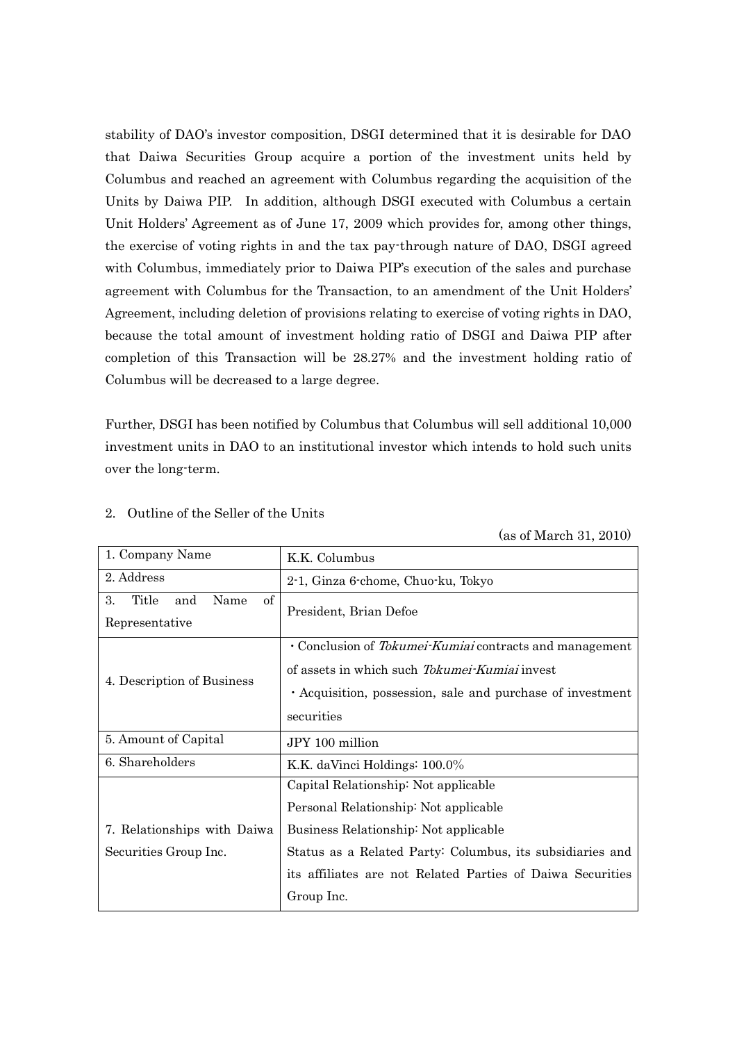stability of DAO's investor composition, DSGI determined that it is desirable for DAO that Daiwa Securities Group acquire a portion of the investment units held by Columbus and reached an agreement with Columbus regarding the acquisition of the Units by Daiwa PIP. In addition, although DSGI executed with Columbus a certain Unit Holders' Agreement as of June 17, 2009 which provides for, among other things, the exercise of voting rights in and the tax pay-through nature of DAO, DSGI agreed with Columbus, immediately prior to Daiwa PIP's execution of the sales and purchase agreement with Columbus for the Transaction, to an amendment of the Unit Holders' Agreement, including deletion of provisions relating to exercise of voting rights in DAO, because the total amount of investment holding ratio of DSGI and Daiwa PIP after completion of this Transaction will be 28.27% and the investment holding ratio of Columbus will be decreased to a large degree.

Further, DSGI has been notified by Columbus that Columbus will sell additional 10,000 investment units in DAO to an institutional investor which intends to hold such units over the long-term.

2. Outline of the Seller of the Units

(as of March 31, 2010)

| 1. Company Name | K.K. Columbus |
|---|---|
| 2. Address | 2-1, Ginza 6-chome, Chuo-ku, Tokyo |
| 3. Title and Name of Representative | President, Brian Defoe |
| 4. Description of Business | ・Conclusion of *Tokumei-Kumiai* contracts and management of assets in which such *Tokumei-Kumiai* invest<br>・Acquisition, possession, sale and purchase of investment securities |
| 5. Amount of Capital | JPY 100 million |
| 6. Shareholders | K.K. daVinci Holdings: 100.0% |
| 7. Relationships with Daiwa Securities Group Inc. | Capital Relationship: Not applicable<br>Personal Relationship: Not applicable<br>Business Relationship: Not applicable<br>Status as a Related Party: Columbus, its subsidiaries and its affiliates are not Related Parties of Daiwa Securities Group Inc. |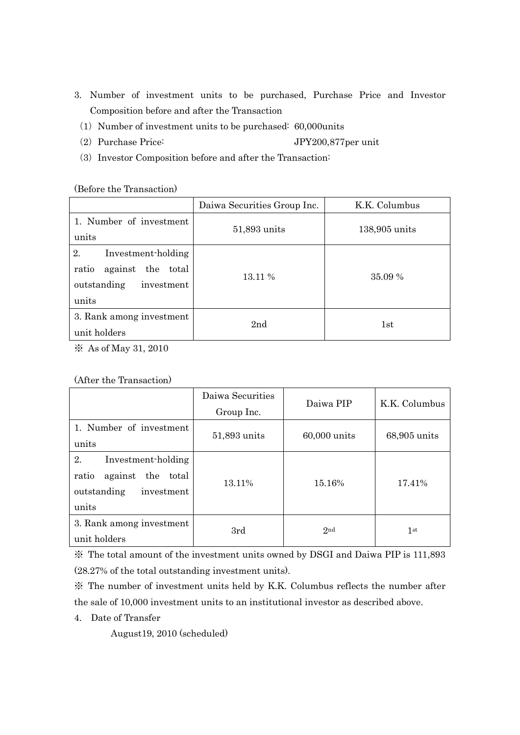3. Number of investment units to be purchased, Purchase Price and Investor Composition before and after the Transaction

(1) Number of investment units to be purchased: 60,000units

(2) Purchase Price: JPY200,877per unit

(3) Investor Composition before and after the Transaction:

(Before the Transaction)

| | Daiwa Securities Group Inc. | K.K. Columbus |
|---|---|---|
| 1. Number of investment units | 51,893 units | 138,905 units |
| 2. Investment-holding ratio against the total outstanding investment units | 13.11 % | 35.09 % |
| 3. Rank among investment unit holders | 2nd | 1st |

※ As of May 31, 2010

(After the Transaction)

| | Daiwa Securities Group Inc. | Daiwa PIP | K.K. Columbus |
|---|---|---|---|
| 1. Number of investment units | 51,893 units | 60,000 units | 68,905 units |
| 2. Investment-holding ratio against the total outstanding investment units | 13.11% | 15.16% | 17.41% |
| 3. Rank among investment unit holders | 3rd | 2nd | 1st |

※ The total amount of the investment units owned by DSGI and Daiwa PIP is 111,893 (28.27% of the total outstanding investment units).

※ The number of investment units held by K.K. Columbus reflects the number after the sale of 10,000 investment units to an institutional investor as described above.

4. Date of Transfer

August19, 2010 (scheduled)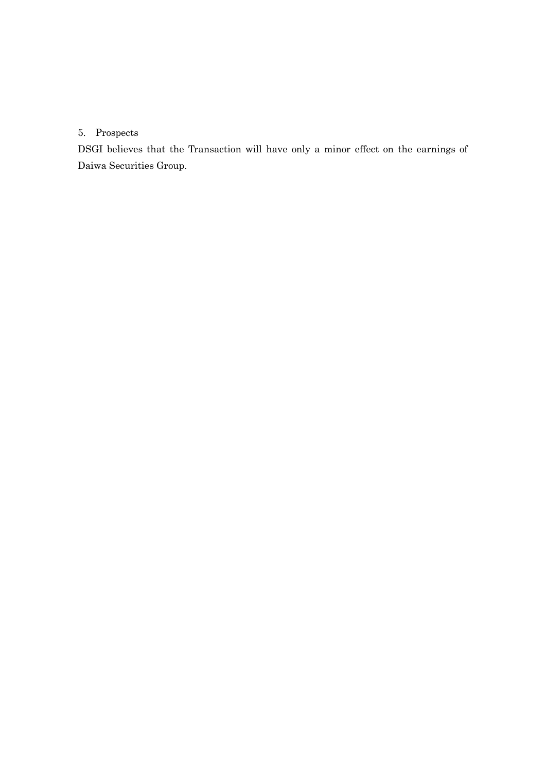5. Prospects

DSGI believes that the Transaction will have only a minor effect on the earnings of Daiwa Securities Group.